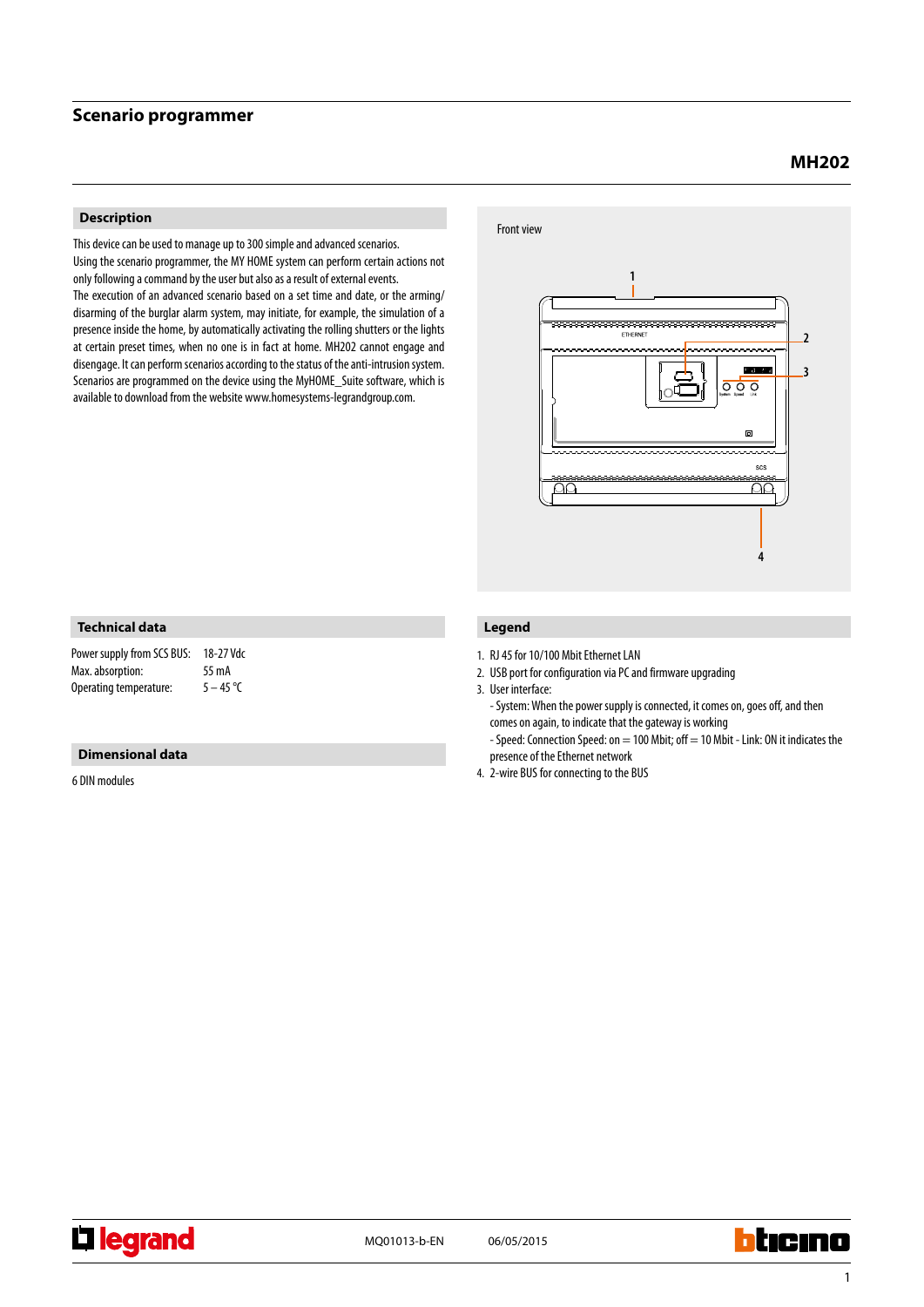# Scenario programmer

## MH202

### Description

This device can be used to manage up to 300 simple and advanced scenarios.
Using the scenario programmer, the MY HOME system can perform certain actions not only following a command by the user but also as a result of external events.
The execution of an advanced scenario based on a set time and date, or the arming/disarming of the burglar alarm system, may initiate, for example, the simulation of a presence inside the home, by automatically activating the rolling shutters or the lights at certain preset times, when no one is in fact at home. MH202 cannot engage and disengage. It can perform scenarios according to the status of the anti-intrusion system.
Scenarios are programmed on the device using the MyHOME_Suite software, which is available to download from the website www.homesystems-legrandgroup.com.

Front view

### Technical data

| | |
|---|---|
| Power supply from SCS BUS: | 18-27 Vdc |
| Max. absorption: | 55 mA |
| Operating temperature: | 5 – 45 °C |

### Dimensional data

6 DIN modules

### Legend

1. RJ 45 for 10/100 Mbit Ethernet LAN
2. USB port for configuration via PC and firmware upgrading
3. User interface:
   - System: When the power supply is connected, it comes on, goes off, and then comes on again, to indicate that the gateway is working
   - Speed: Connection Speed: on = 100 Mbit; off = 10 Mbit - Link: ON it indicates the presence of the Ethernet network
4. 2-wire BUS for connecting to the BUS

MQ01013-b-EN 06/05/2015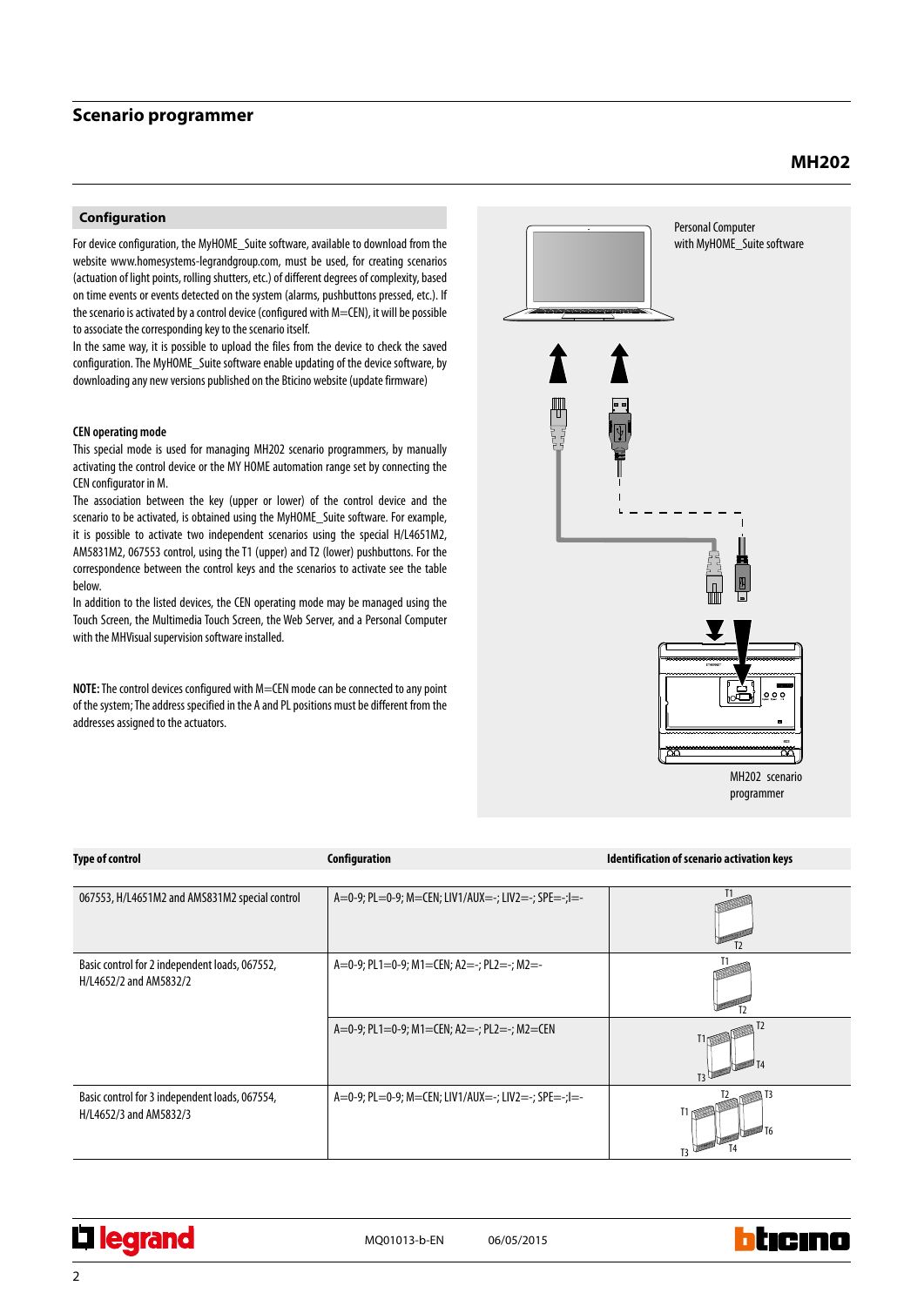# Scenario programmer

**MH202**

## Configuration

For device configuration, the MyHOME_Suite software, available to download from the website www.homesystems-legrandgroup.com, must be used, for creating scenarios (actuation of light points, rolling shutters, etc.) of different degrees of complexity, based on time events or events detected on the system (alarms, pushbuttons pressed, etc.). If the scenario is activated by a control device (configured with M=CEN), it will be possible to associate the corresponding key to the scenario itself.

In the same way, it is possible to upload the files from the device to check the saved configuration. The MyHOME_Suite software enable updating of the device software, by downloading any new versions published on the Bticino website (update firmware)

### CEN operating mode

This special mode is used for managing MH202 scenario programmers, by manually activating the control device or the MY HOME automation range set by connecting the CEN configurator in M.

The association between the key (upper or lower) of the control device and the scenario to be activated, is obtained using the MyHOME_Suite software. For example, it is possible to activate two independent scenarios using the special H/L4651M2, AM5831M2, 067553 control, using the T1 (upper) and T2 (lower) pushbuttons. For the correspondence between the control keys and the scenarios to activate see the table below.

In addition to the listed devices, the CEN operating mode may be managed using the Touch Screen, the Multimedia Touch Screen, the Web Server, and a Personal Computer with the MHVisual supervision software installed.

**NOTE:** The control devices configured with M=CEN mode can be connected to any point of the system; The address specified in the A and PL positions must be different from the addresses assigned to the actuators.

Personal Computer with MyHOME_Suite software

MH202 scenario programmer

| Type of control | Configuration | Identification of scenario activation keys |
|---|---|---|
| 067553, H/L4651M2 and AM5831M2 special control | A=0-9; PL=0-9; M=CEN; LIV1/AUX=-; LIV2=-; SPE=-;I=- | T1, T2 |
| Basic control for 2 independent loads, 067552, H/L4652/2 and AM5832/2 | A=0-9; PL1=0-9; M1=CEN; A2=-; PL2=-; M2=- | T1, T2 |
| | A=0-9; PL1=0-9; M1=CEN; A2=-; PL2=-; M2=CEN | T1, T2, T3, T4 |
| Basic control for 3 independent loads, 067554, H/L4652/3 and AM5832/3 | A=0-9; PL=0-9; M=CEN; LIV1/AUX=-; LIV2=-; SPE=-;I=- | T1, T2, T3, T3, T4, T6 |

MQ01013-b-EN 06/05/2015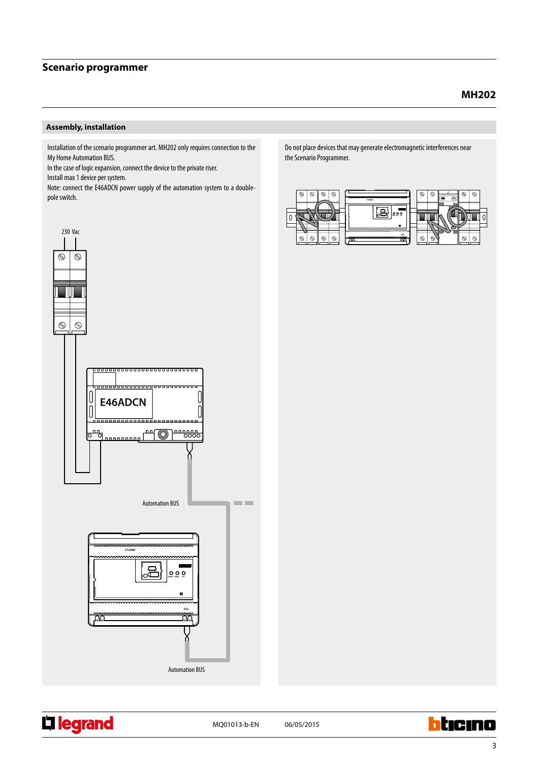## Scenario programmer

**MH202**

### Assembly, installation

Installation of the scenario programmer art. MH202 only requires connection to the My Home Automation BUS.
In the case of logic expansion, connect the device to the private riser.
Install max 1 device per system.
Note: connect the E46ADCN power supply of the automation system to a double-pole switch.

230 Vac

E46ADCN

Automation BUS

Automation BUS

Do not place devices that may generate electromagnetic interferences near the Scenario Programmer.

NO

NO